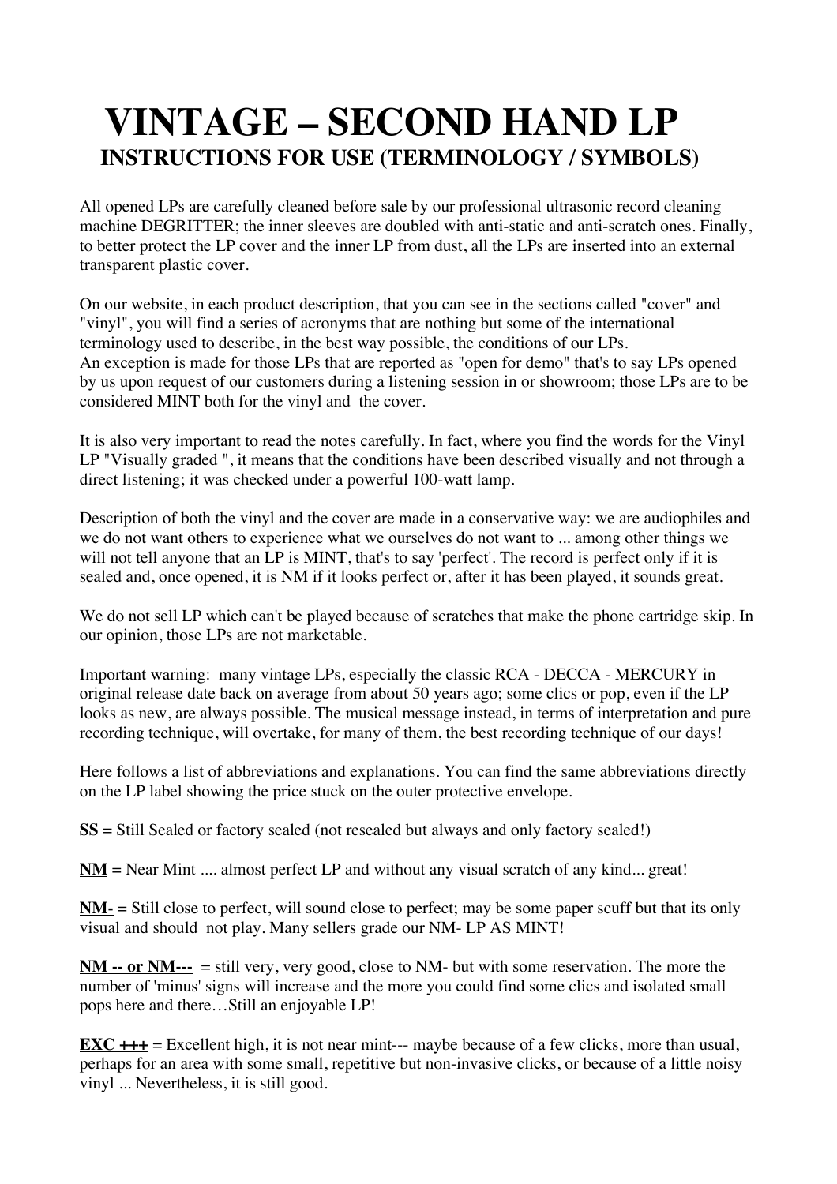# VINTAGE – SECOND HAND LP

## INSTRUCTIONS FOR USE (TERMINOLOGY / SYMBOLS)

All opened LPs are carefully cleaned before sale by our professional ultrasonic record cleaning machine DEGRITTER; the inner sleeves are doubled with anti-static and anti-scratch ones. Finally, to better protect the LP cover and the inner LP from dust, all the LPs are inserted into an external transparent plastic cover.

On our website, in each product description, that you can see in the sections called "cover" and "vinyl", you will find a series of acronyms that are nothing but some of the international terminology used to describe, in the best way possible, the conditions of our LPs.
An exception is made for those LPs that are reported as "open for demo" that's to say LPs opened by us upon request of our customers during a listening session in or showroom; those LPs are to be considered MINT both for the vinyl and the cover.

It is also very important to read the notes carefully. In fact, where you find the words for the Vinyl LP "Visually graded ", it means that the conditions have been described visually and not through a direct listening; it was checked under a powerful 100-watt lamp.

Description of both the vinyl and the cover are made in a conservative way: we are audiophiles and we do not want others to experience what we ourselves do not want to ... among other things we will not tell anyone that an LP is MINT, that's to say 'perfect'. The record is perfect only if it is sealed and, once opened, it is NM if it looks perfect or, after it has been played, it sounds great.

We do not sell LP which can't be played because of scratches that make the phone cartridge skip. In our opinion, those LPs are not marketable.

Important warning: many vintage LPs, especially the classic RCA - DECCA - MERCURY in original release date back on average from about 50 years ago; some clics or pop, even if the LP looks as new, are always possible. The musical message instead, in terms of interpretation and pure recording technique, will overtake, for many of them, the best recording technique of our days!

Here follows a list of abbreviations and explanations. You can find the same abbreviations directly on the LP label showing the price stuck on the outer protective envelope.

**SS** = Still Sealed or factory sealed (not resealed but always and only factory sealed!)

**NM** = Near Mint .... almost perfect LP and without any visual scratch of any kind... great!

**NM-** = Still close to perfect, will sound close to perfect; may be some paper scuff but that its only visual and should not play. Many sellers grade our NM- LP AS MINT!

**NM -- or NM---** = still very, very good, close to NM- but with some reservation. The more the number of 'minus' signs will increase and the more you could find some clics and isolated small pops here and there…Still an enjoyable LP!

**EXC +++** = Excellent high, it is not near mint--- maybe because of a few clicks, more than usual, perhaps for an area with some small, repetitive but non-invasive clicks, or because of a little noisy vinyl ... Nevertheless, it is still good.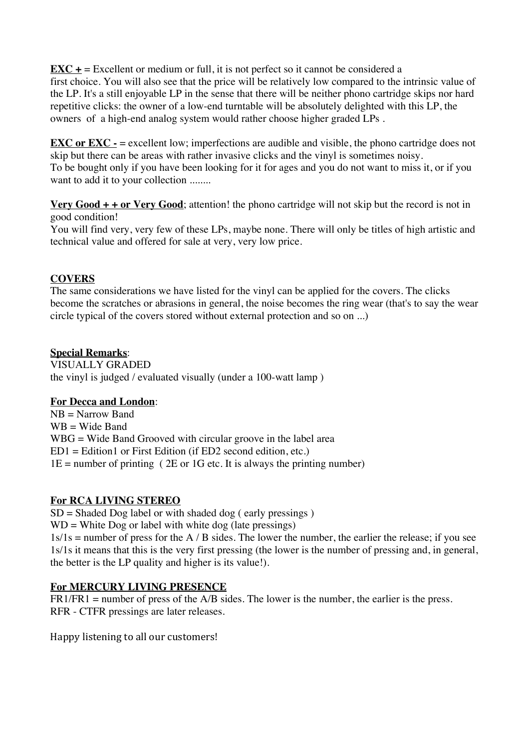**EXC +** = Excellent or medium or full, it is not perfect so it cannot be considered a first choice. You will also see that the price will be relatively low compared to the intrinsic value of the LP. It's a still enjoyable LP in the sense that there will be neither phono cartridge skips nor hard repetitive clicks: the owner of a low-end turntable will be absolutely delighted with this LP, the owners of a high-end analog system would rather choose higher graded LPs .

**EXC or EXC -** = excellent low; imperfections are audible and visible, the phono cartridge does not skip but there can be areas with rather invasive clicks and the vinyl is sometimes noisy.
To be bought only if you have been looking for it for ages and you do not want to miss it, or if you want to add it to your collection ........

**Very Good + + or Very Good**; attention! the phono cartridge will not skip but the record is not in good condition!
You will find very, very few of these LPs, maybe none. There will only be titles of high artistic and technical value and offered for sale at very, very low price.

**COVERS**

The same considerations we have listed for the vinyl can be applied for the covers. The clicks become the scratches or abrasions in general, the noise becomes the ring wear (that's to say the wear circle typical of the covers stored without external protection and so on ...)

**Special Remarks**:

VISUALLY GRADED
the vinyl is judged / evaluated visually (under a 100-watt lamp )

**For Decca and London**:

NB = Narrow Band
WB = Wide Band
WBG = Wide Band Grooved with circular groove in the label area
ED1 = Edition1 or First Edition (if ED2 second edition, etc.)
1E = number of printing ( 2E or 1G etc. It is always the printing number)

**For RCA LIVING STEREO**

SD = Shaded Dog label or with shaded dog ( early pressings )
WD = White Dog or label with white dog (late pressings)
1s/1s = number of press for the A / B sides. The lower the number, the earlier the release; if you see 1s/1s it means that this is the very first pressing (the lower is the number of pressing and, in general, the better is the LP quality and higher is its value!).

**For MERCURY LIVING PRESENCE**

FR1/FR1 = number of press of the A/B sides. The lower is the number, the earlier is the press.
RFR - CTFR pressings are later releases.

Happy listening to all our customers!